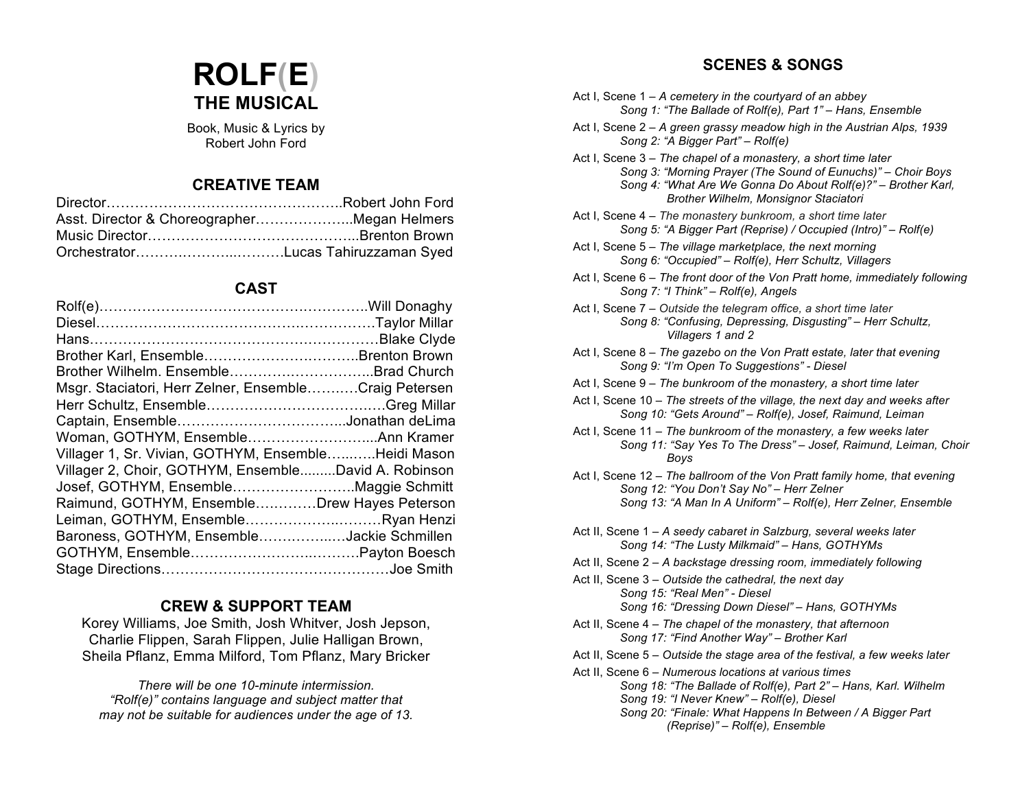# ROLF(E)
## THE MUSICAL

Book, Music & Lyrics by
Robert John Ford

### CREATIVE TEAM

Director…………………………………………..Robert John Ford
Asst. Director & Choreographer………………...Megan Helmers
Music Director……………………………………...Brenton Brown
Orchestrator……….………...……….Lucas Tahiruzzaman Syed

### CAST

Rolf(e)…………………………………….………….Will Donaghy
Diesel………………………………………..………….Taylor Millar
Hans……………………………………………………Blake Clyde
Brother Karl, Ensemble…………………….……..Brenton Brown
Brother Wilhelm. Ensemble………….……………..Brad Church
Msgr. Staciatori, Herr Zelner, Ensemble……..…Craig Petersen
Herr Schultz, Ensemble……………………………….Greg Millar
Captain, Ensemble…………………………….....Jonathan deLima
Woman, GOTHYM, Ensemble……………………....Ann Kramer
Villager 1, Sr. Vivian, GOTHYM, Ensemble…..…....Heidi Mason
Villager 2, Choir, GOTHYM, Ensemble.........David A. Robinson
Josef, GOTHYM, Ensemble……………………..Maggie Schmitt
Raimund, GOTHYM, Ensemble…………Drew Hayes Peterson
Leiman, GOTHYM, Ensemble………………..………Ryan Henzi
Baroness, GOTHYM, Ensemble……….……..…Jackie Schmillen
GOTHYM, Ensemble…………………….…..………Payton Boesch
Stage Directions…………………………………………Joe Smith

### CREW & SUPPORT TEAM

Korey Williams, Joe Smith, Josh Whitver, Josh Jepson, Charlie Flippen, Sarah Flippen, Julie Halligan Brown, Sheila Pflanz, Emma Milford, Tom Pflanz, Mary Bricker

*There will be one 10-minute intermission.*
*"Rolf(e)" contains language and subject matter that may not be suitable for audiences under the age of 13.*

### SCENES & SONGS

Act I, Scene 1 – *A cemetery in the courtyard of an abbey*
*Song 1: "The Ballade of Rolf(e), Part 1" – Hans, Ensemble*

Act I, Scene 2 – *A green grassy meadow high in the Austrian Alps, 1939*
*Song 2: "A Bigger Part" – Rolf(e)*

Act I, Scene 3 – *The chapel of a monastery, a short time later*
*Song 3: "Morning Prayer (The Sound of Eunuchs)" – Choir Boys*
*Song 4: "What Are We Gonna Do About Rolf(e)?" – Brother Karl, Brother Wilhelm, Monsignor Staciatori*

Act I, Scene 4 – *The monastery bunkroom, a short time later*
*Song 5: "A Bigger Part (Reprise) / Occupied (Intro)" – Rolf(e)*

Act I, Scene 5 – *The village marketplace, the next morning*
*Song 6: "Occupied" – Rolf(e), Herr Schultz, Villagers*

Act I, Scene 6 – *The front door of the Von Pratt home, immediately following*
*Song 7: "I Think" – Rolf(e), Angels*

Act I, Scene 7 – *Outside the telegram office, a short time later*
*Song 8: "Confusing, Depressing, Disgusting" – Herr Schultz, Villagers 1 and 2*

Act I, Scene 8 – *The gazebo on the Von Pratt estate, later that evening*
*Song 9: "I'm Open To Suggestions" - Diesel*

Act I, Scene 9 – *The bunkroom of the monastery, a short time later*

Act I, Scene 10 – *The streets of the village, the next day and weeks after*
*Song 10: "Gets Around" – Rolf(e), Josef, Raimund, Leiman*

Act I, Scene 11 – *The bunkroom of the monastery, a few weeks later*
*Song 11: "Say Yes To The Dress" – Josef, Raimund, Leiman, Choir Boys*

Act I, Scene 12 – *The ballroom of the Von Pratt family home, that evening*
*Song 12: "You Don't Say No" – Herr Zelner*
*Song 13: "A Man In A Uniform" – Rolf(e), Herr Zelner, Ensemble*

Act II, Scene 1 – *A seedy cabaret in Salzburg, several weeks later*
*Song 14: "The Lusty Milkmaid" – Hans, GOTHYMs*

Act II, Scene 2 – *A backstage dressing room, immediately following*

Act II, Scene 3 – *Outside the cathedral, the next day*
*Song 15: "Real Men" - Diesel*
*Song 16: "Dressing Down Diesel" – Hans, GOTHYMs*

Act II, Scene 4 – *The chapel of the monastery, that afternoon*
*Song 17: "Find Another Way" – Brother Karl*

Act II, Scene 5 – *Outside the stage area of the festival, a few weeks later*

Act II, Scene 6 – *Numerous locations at various times*
*Song 18: "The Ballade of Rolf(e), Part 2" – Hans, Karl. Wilhelm*
*Song 19: "I Never Knew" – Rolf(e), Diesel*
*Song 20: "Finale: What Happens In Between / A Bigger Part (Reprise)" – Rolf(e), Ensemble*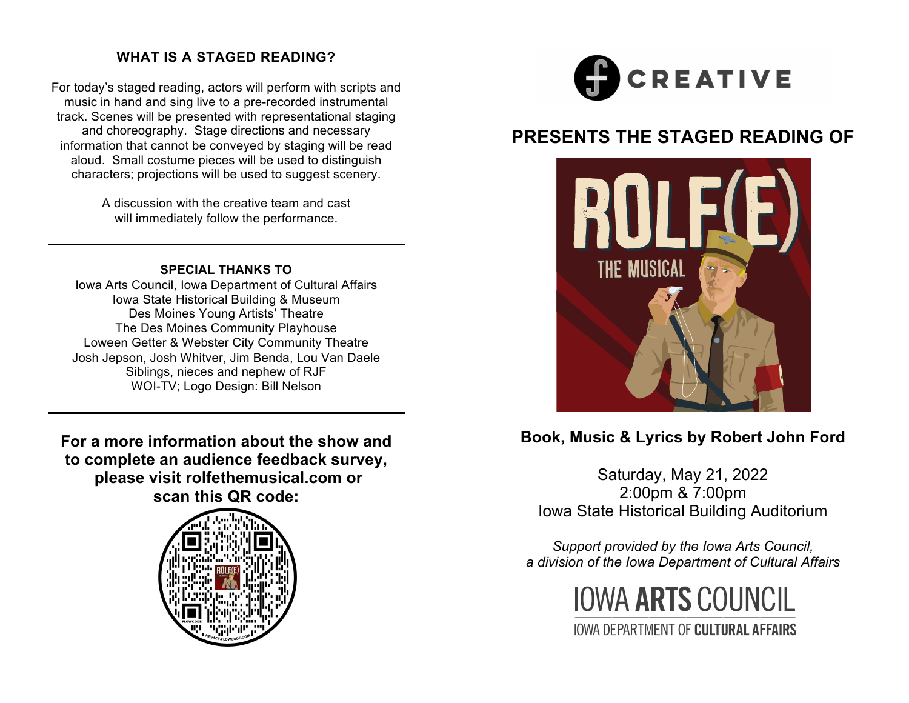## WHAT IS A STAGED READING?

For today's staged reading, actors will perform with scripts and music in hand and sing live to a pre-recorded instrumental track. Scenes will be presented with representational staging and choreography. Stage directions and necessary information that cannot be conveyed by staging will be read aloud. Small costume pieces will be used to distinguish characters; projections will be used to suggest scenery.

A discussion with the creative team and cast will immediately follow the performance.

---

**SPECIAL THANKS TO**

Iowa Arts Council, Iowa Department of Cultural Affairs
Iowa State Historical Building & Museum
Des Moines Young Artists' Theatre
The Des Moines Community Playhouse
Loween Getter & Webster City Community Theatre
Josh Jepson, Josh Whitver, Jim Benda, Lou Van Daele
Siblings, nieces and nephew of RJF
WOI-TV; Logo Design: Bill Nelson

---

**For a more information about the show and to complete an audience feedback survey, please visit rolfethemusical.com or scan this QR code:**

CREATIVE

## PRESENTS THE STAGED READING OF

# ROLF(E)
THE MUSICAL

**Book, Music & Lyrics by Robert John Ford**

Saturday, May 21, 2022
2:00pm & 7:00pm
Iowa State Historical Building Auditorium

*Support provided by the Iowa Arts Council,*
*a division of the Iowa Department of Cultural Affairs*

IOWA **ARTS** COUNCIL
IOWA DEPARTMENT OF **CULTURAL AFFAIRS**